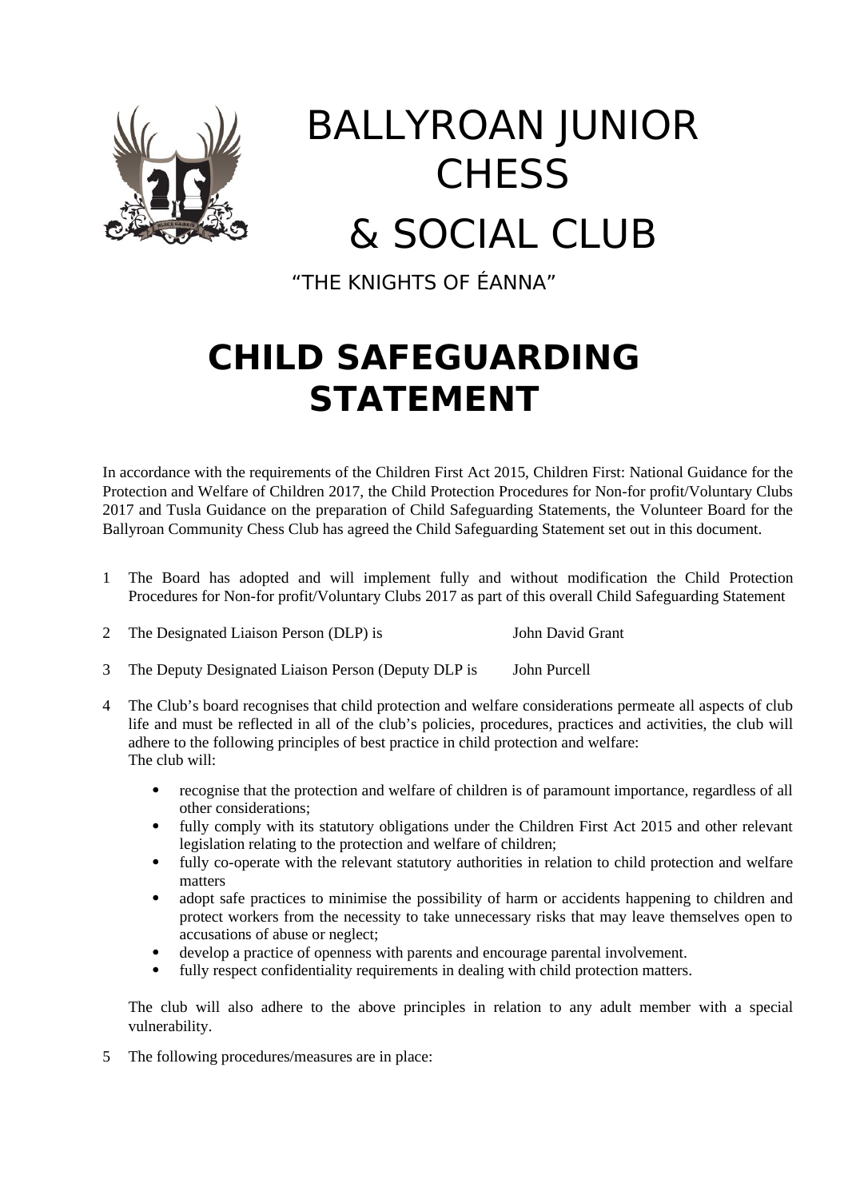# BALLYROAN JUNIOR CHESS & SOCIAL CLUB

"THE KNIGHTS OF ÉANNA"

# CHILD SAFEGUARDING STATEMENT

In accordance with the requirements of the Children First Act 2015, Children First: National Guidance for the Protection and Welfare of Children 2017, the Child Protection Procedures for Non-for profit/Voluntary Clubs 2017 and Tusla Guidance on the preparation of Child Safeguarding Statements, the Volunteer Board for the Ballyroan Community Chess Club has agreed the Child Safeguarding Statement set out in this document.

1 The Board has adopted and will implement fully and without modification the Child Protection Procedures for Non-for profit/Voluntary Clubs 2017 as part of this overall Child Safeguarding Statement

2 The Designated Liaison Person (DLP) is John David Grant

3 The Deputy Designated Liaison Person (Deputy DLP is John Purcell

4 The Club's board recognises that child protection and welfare considerations permeate all aspects of club life and must be reflected in all of the club's policies, procedures, practices and activities, the club will adhere to the following principles of best practice in child protection and welfare:
The club will:

- recognise that the protection and welfare of children is of paramount importance, regardless of all other considerations;
- fully comply with its statutory obligations under the Children First Act 2015 and other relevant legislation relating to the protection and welfare of children;
- fully co-operate with the relevant statutory authorities in relation to child protection and welfare matters
- adopt safe practices to minimise the possibility of harm or accidents happening to children and protect workers from the necessity to take unnecessary risks that may leave themselves open to accusations of abuse or neglect;
- develop a practice of openness with parents and encourage parental involvement.
- fully respect confidentiality requirements in dealing with child protection matters.

The club will also adhere to the above principles in relation to any adult member with a special vulnerability.

5 The following procedures/measures are in place: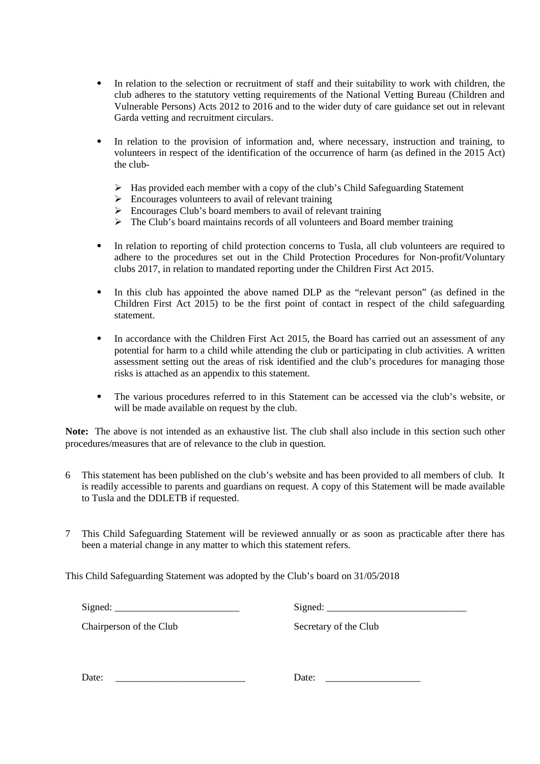- In relation to the selection or recruitment of staff and their suitability to work with children, the club adheres to the statutory vetting requirements of the National Vetting Bureau (Children and Vulnerable Persons) Acts 2012 to 2016 and to the wider duty of care guidance set out in relevant Garda vetting and recruitment circulars.

- In relation to the provision of information and, where necessary, instruction and training, to volunteers in respect of the identification of the occurrence of harm (as defined in the 2015 Act) the club-

  - Has provided each member with a copy of the club's Child Safeguarding Statement
  - Encourages volunteers to avail of relevant training
  - Encourages Club's board members to avail of relevant training
  - The Club's board maintains records of all volunteers and Board member training

- In relation to reporting of child protection concerns to Tusla, all club volunteers are required to adhere to the procedures set out in the Child Protection Procedures for Non-profit/Voluntary clubs 2017, in relation to mandated reporting under the Children First Act 2015.

- In this club has appointed the above named DLP as the "relevant person" (as defined in the Children First Act 2015) to be the first point of contact in respect of the child safeguarding statement.

- In accordance with the Children First Act 2015, the Board has carried out an assessment of any potential for harm to a child while attending the club or participating in club activities. A written assessment setting out the areas of risk identified and the club's procedures for managing those risks is attached as an appendix to this statement.

- The various procedures referred to in this Statement can be accessed via the club's website, or will be made available on request by the club.

**Note:** The above is not intended as an exhaustive list. The club shall also include in this section such other procedures/measures that are of relevance to the club in question.

6 This statement has been published on the club's website and has been provided to all members of club. It is readily accessible to parents and guardians on request. A copy of this Statement will be made available to Tusla and the DDLETB if requested.

7 This Child Safeguarding Statement will be reviewed annually or as soon as practicable after there has been a material change in any matter to which this statement refers.

This Child Safeguarding Statement was adopted by the Club's board on 31/05/2018

Signed: ________________________ Signed: ___________________________

Chairperson of the Club Secretary of the Club

Date: _________________________ Date: __________________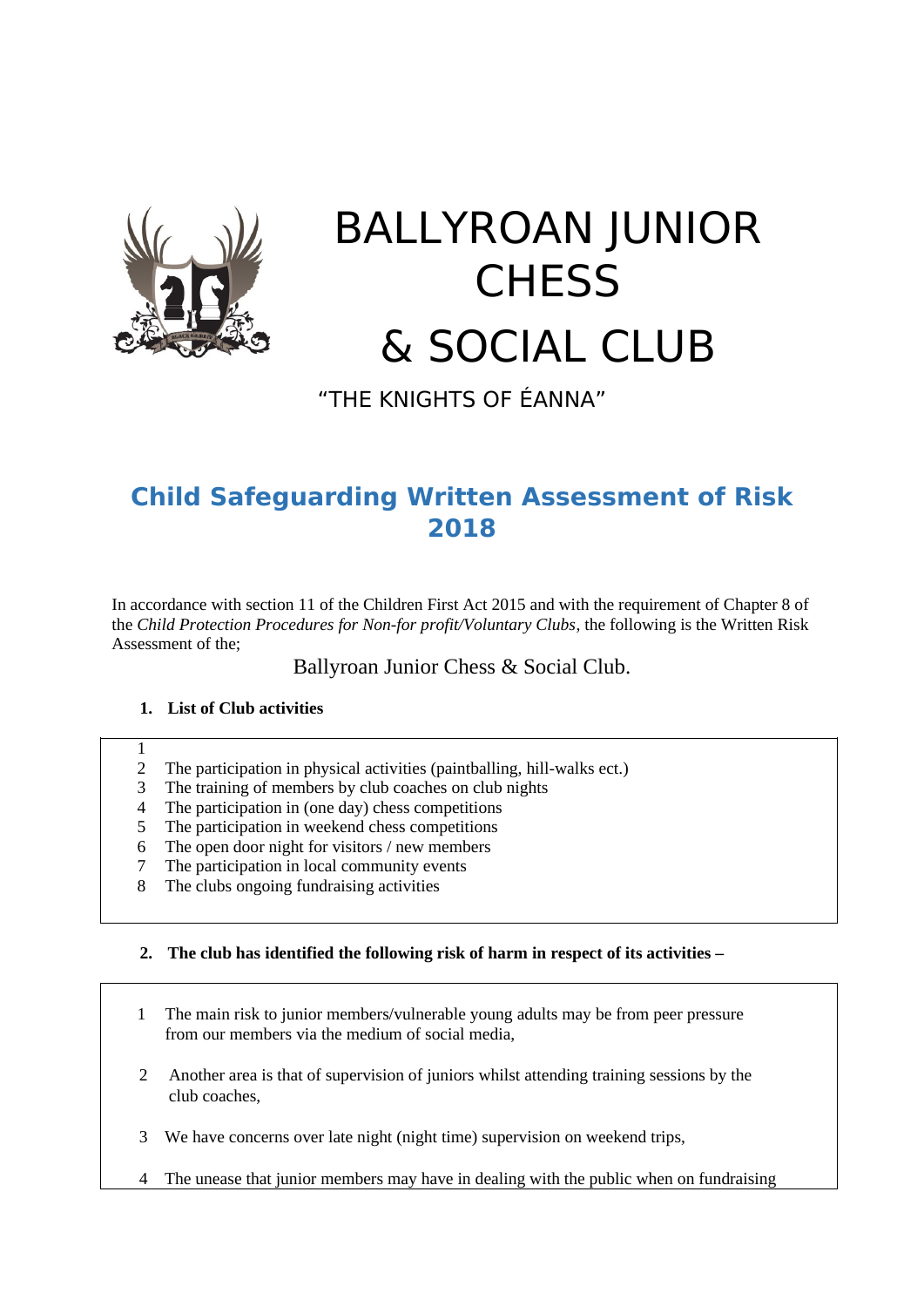# BALLYROAN JUNIOR CHESS & SOCIAL CLUB

"THE KNIGHTS OF ÉANNA"

## Child Safeguarding Written Assessment of Risk 2018

In accordance with section 11 of the Children First Act 2015 and with the requirement of Chapter 8 of the *Child Protection Procedures for Non-for profit/Voluntary Clubs*, the following is the Written Risk Assessment of the;

Ballyroan Junior Chess & Social Club.

**1. List of Club activities**

| | |
|---|---|
| 1 | |
| 2 | The participation in physical activities (paintballing, hill-walks ect.) |
| 3 | The training of members by club coaches on club nights |
| 4 | The participation in (one day) chess competitions |
| 5 | The participation in weekend chess competitions |
| 6 | The open door night for visitors / new members |
| 7 | The participation in local community events |
| 8 | The clubs ongoing fundraising activities |

**2. The club has identified the following risk of harm in respect of its activities –**

1 The main risk to junior members/vulnerable young adults may be from peer pressure from our members via the medium of social media,

2 Another area is that of supervision of juniors whilst attending training sessions by the club coaches,

3 We have concerns over late night (night time) supervision on weekend trips,

4 The unease that junior members may have in dealing with the public when on fundraising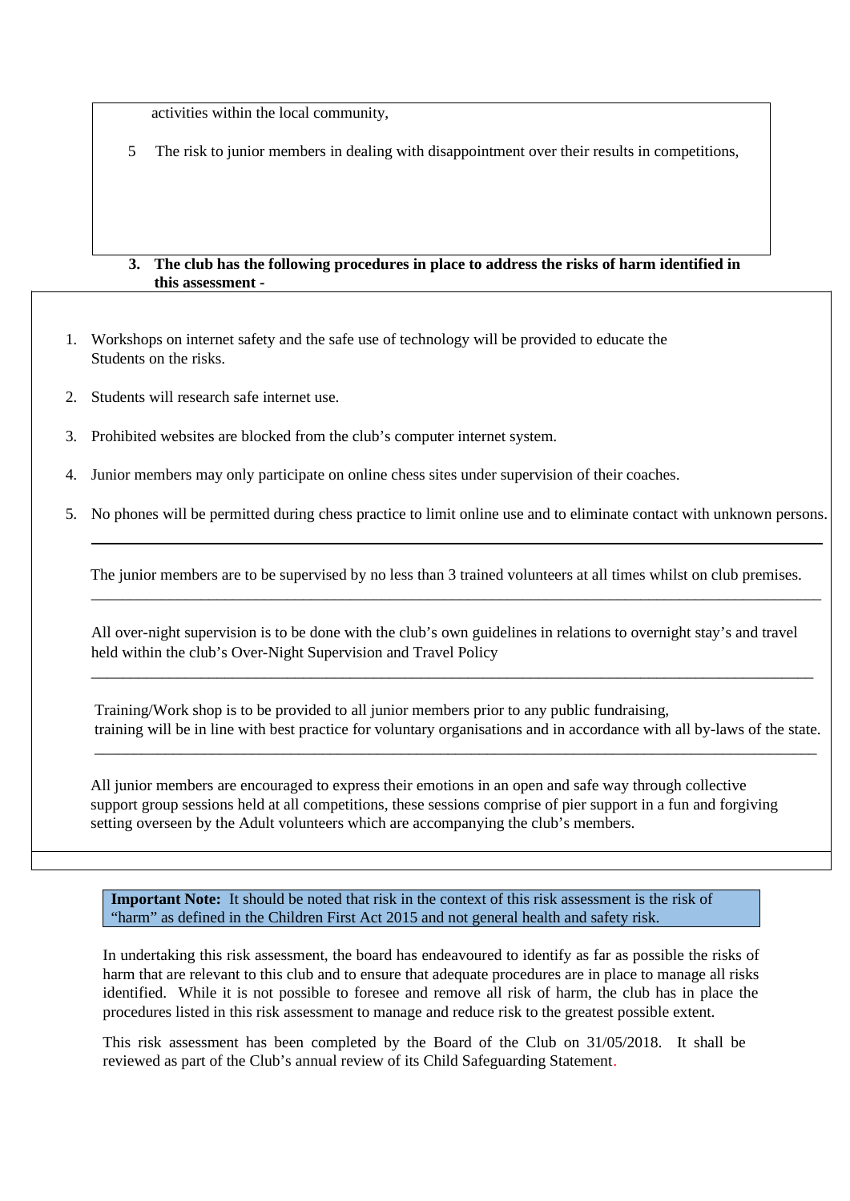activities within the local community,

5 The risk to junior members in dealing with disappointment over their results in competitions,

**3. The club has the following procedures in place to address the risks of harm identified in this assessment -**

1. Workshops on internet safety and the safe use of technology will be provided to educate the Students on the risks.
2. Students will research safe internet use.
3. Prohibited websites are blocked from the club's computer internet system.
4. Junior members may only participate on online chess sites under supervision of their coaches.
5. No phones will be permitted during chess practice to limit online use and to eliminate contact with unknown persons.

---

The junior members are to be supervised by no less than 3 trained volunteers at all times whilst on club premises.

---

All over-night supervision is to be done with the club's own guidelines in relations to overnight stay's and travel held within the club's Over-Night Supervision and Travel Policy

---

Training/Work shop is to be provided to all junior members prior to any public fundraising, training will be in line with best practice for voluntary organisations and in accordance with all by-laws of the state.

---

All junior members are encouraged to express their emotions in an open and safe way through collective support group sessions held at all competitions, these sessions comprise of pier support in a fun and forgiving setting overseen by the Adult volunteers which are accompanying the club's members.

**Important Note:** It should be noted that risk in the context of this risk assessment is the risk of "harm" as defined in the Children First Act 2015 and not general health and safety risk.

In undertaking this risk assessment, the board has endeavoured to identify as far as possible the risks of harm that are relevant to this club and to ensure that adequate procedures are in place to manage all risks identified. While it is not possible to foresee and remove all risk of harm, the club has in place the procedures listed in this risk assessment to manage and reduce risk to the greatest possible extent.

This risk assessment has been completed by the Board of the Club on 31/05/2018. It shall be reviewed as part of the Club's annual review of its Child Safeguarding Statement.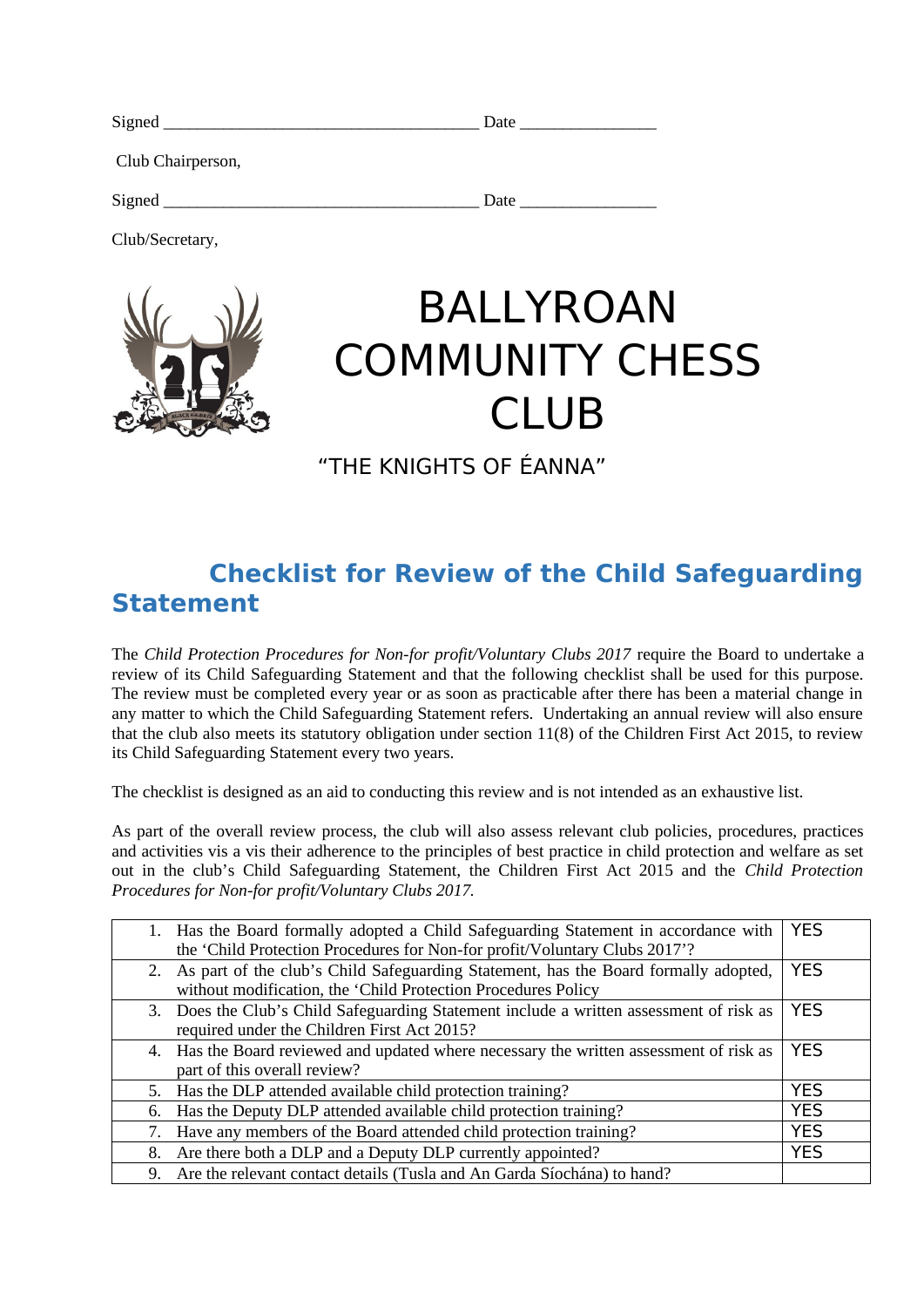Signed ____________________________________ Date ________________

Club Chairperson,

Signed ____________________________________ Date ________________

Club/Secretary,

# BALLYROAN COMMUNITY CHESS CLUB

"THE KNIGHTS OF ÉANNA"

## Checklist for Review of the Child Safeguarding Statement

The *Child Protection Procedures for Non-for profit/Voluntary Clubs 2017* require the Board to undertake a review of its Child Safeguarding Statement and that the following checklist shall be used for this purpose. The review must be completed every year or as soon as practicable after there has been a material change in any matter to which the Child Safeguarding Statement refers. Undertaking an annual review will also ensure that the club also meets its statutory obligation under section 11(8) of the Children First Act 2015, to review its Child Safeguarding Statement every two years.

The checklist is designed as an aid to conducting this review and is not intended as an exhaustive list.

As part of the overall review process, the club will also assess relevant club policies, procedures, practices and activities vis a vis their adherence to the principles of best practice in child protection and welfare as set out in the club's Child Safeguarding Statement, the Children First Act 2015 and the *Child Protection Procedures for Non-for profit/Voluntary Clubs 2017.*

| | |
|---|---|
| 1. Has the Board formally adopted a Child Safeguarding Statement in accordance with the 'Child Protection Procedures for Non-for profit/Voluntary Clubs 2017'? | YES |
| 2. As part of the club's Child Safeguarding Statement, has the Board formally adopted, without modification, the 'Child Protection Procedures Policy | YES |
| 3. Does the Club's Child Safeguarding Statement include a written assessment of risk as required under the Children First Act 2015? | YES |
| 4. Has the Board reviewed and updated where necessary the written assessment of risk as part of this overall review? | YES |
| 5. Has the DLP attended available child protection training? | YES |
| 6. Has the Deputy DLP attended available child protection training? | YES |
| 7. Have any members of the Board attended child protection training? | YES |
| 8. Are there both a DLP and a Deputy DLP currently appointed? | YES |
| 9. Are the relevant contact details (Tusla and An Garda Síochána) to hand? | |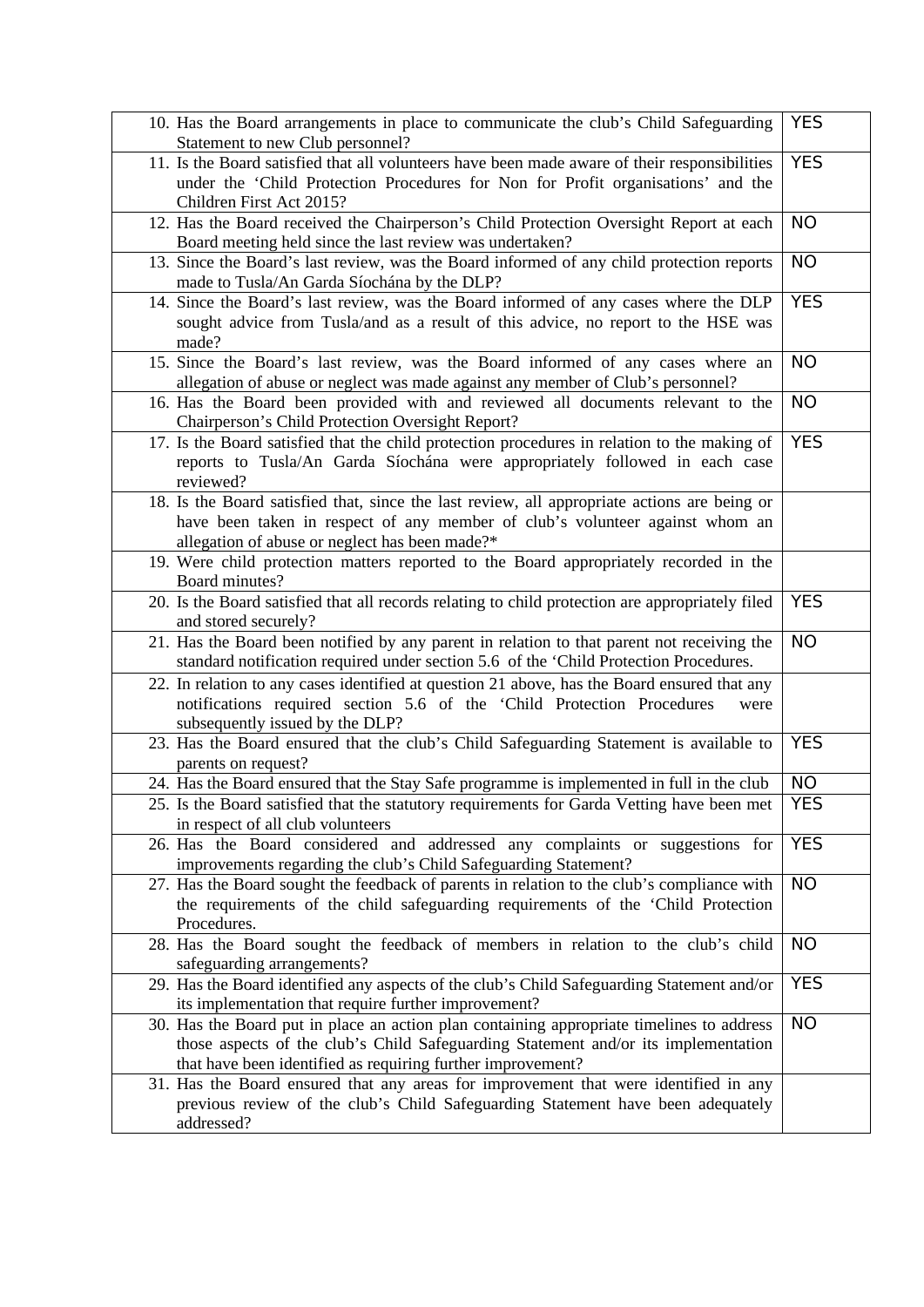| | |
|---|---|
| 10. Has the Board arrangements in place to communicate the club's Child Safeguarding Statement to new Club personnel? | YES |
| 11. Is the Board satisfied that all volunteers have been made aware of their responsibilities under the 'Child Protection Procedures for Non for Profit organisations' and the Children First Act 2015? | YES |
| 12. Has the Board received the Chairperson's Child Protection Oversight Report at each Board meeting held since the last review was undertaken? | NO |
| 13. Since the Board's last review, was the Board informed of any child protection reports made to Tusla/An Garda Síochána by the DLP? | NO |
| 14. Since the Board's last review, was the Board informed of any cases where the DLP sought advice from Tusla/and as a result of this advice, no report to the HSE was made? | YES |
| 15. Since the Board's last review, was the Board informed of any cases where an allegation of abuse or neglect was made against any member of Club's personnel? | NO |
| 16. Has the Board been provided with and reviewed all documents relevant to the Chairperson's Child Protection Oversight Report? | NO |
| 17. Is the Board satisfied that the child protection procedures in relation to the making of reports to Tusla/An Garda Síochána were appropriately followed in each case reviewed? | YES |
| 18. Is the Board satisfied that, since the last review, all appropriate actions are being or have been taken in respect of any member of club's volunteer against whom an allegation of abuse or neglect has been made?* | |
| 19. Were child protection matters reported to the Board appropriately recorded in the Board minutes? | |
| 20. Is the Board satisfied that all records relating to child protection are appropriately filed and stored securely? | YES |
| 21. Has the Board been notified by any parent in relation to that parent not receiving the standard notification required under section 5.6 of the 'Child Protection Procedures. | NO |
| 22. In relation to any cases identified at question 21 above, has the Board ensured that any notifications required section 5.6 of the 'Child Protection Procedures were subsequently issued by the DLP? | |
| 23. Has the Board ensured that the club's Child Safeguarding Statement is available to parents on request? | YES |
| 24. Has the Board ensured that the Stay Safe programme is implemented in full in the club | NO |
| 25. Is the Board satisfied that the statutory requirements for Garda Vetting have been met in respect of all club volunteers | YES |
| 26. Has the Board considered and addressed any complaints or suggestions for improvements regarding the club's Child Safeguarding Statement? | YES |
| 27. Has the Board sought the feedback of parents in relation to the club's compliance with the requirements of the child safeguarding requirements of the 'Child Protection Procedures. | NO |
| 28. Has the Board sought the feedback of members in relation to the club's child safeguarding arrangements? | NO |
| 29. Has the Board identified any aspects of the club's Child Safeguarding Statement and/or its implementation that require further improvement? | YES |
| 30. Has the Board put in place an action plan containing appropriate timelines to address those aspects of the club's Child Safeguarding Statement and/or its implementation that have been identified as requiring further improvement? | NO |
| 31. Has the Board ensured that any areas for improvement that were identified in any previous review of the club's Child Safeguarding Statement have been adequately addressed? | |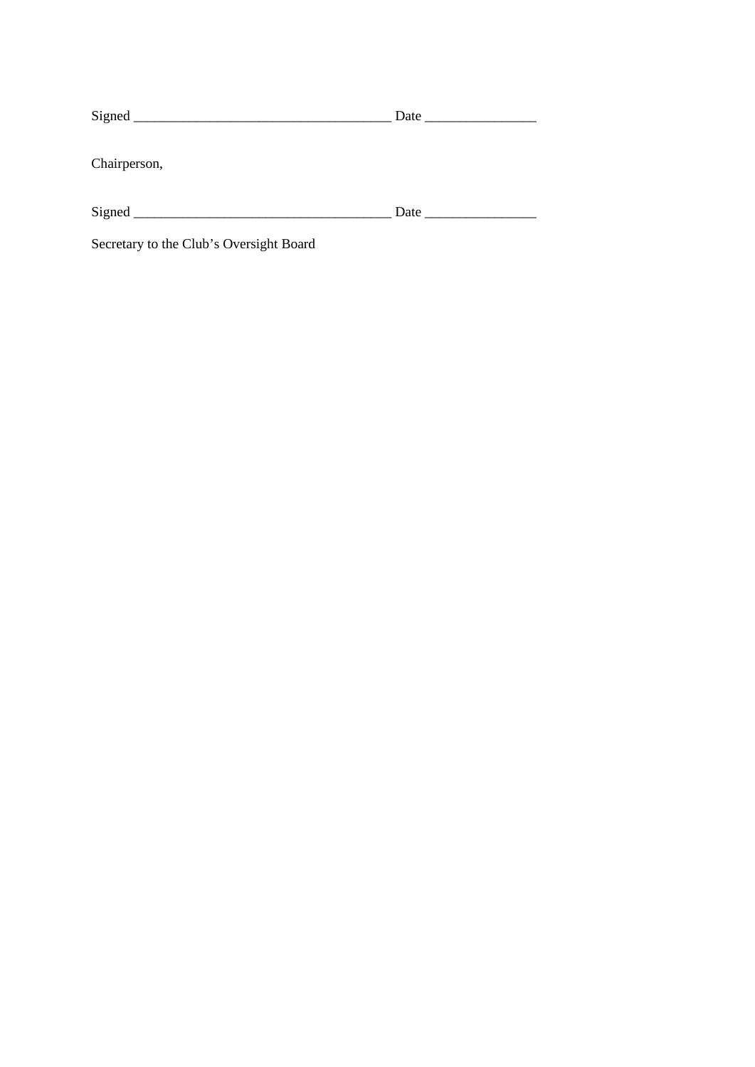Signed ____________________________________ Date ________________

Chairperson,

Signed ____________________________________ Date ________________

Secretary to the Club's Oversight Board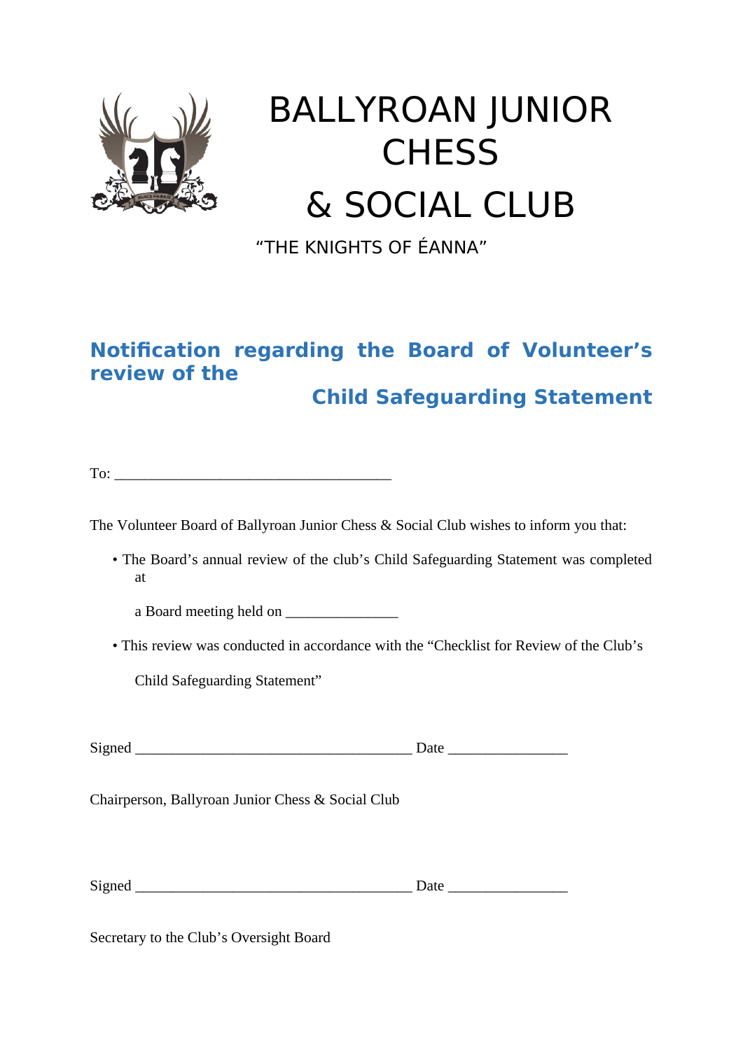# BALLYROAN JUNIOR CHESS & SOCIAL CLUB

"THE KNIGHTS OF ÉANNA"

## Notification regarding the Board of Volunteer's review of the Child Safeguarding Statement

To: ______________________________________

The Volunteer Board of Ballyroan Junior Chess & Social Club wishes to inform you that:

- The Board's annual review of the club's Child Safeguarding Statement was completed at a Board meeting held on _______________
- This review was conducted in accordance with the "Checklist for Review of the Club's Child Safeguarding Statement"

Signed ______________________________________ Date ________________

Chairperson, Ballyroan Junior Chess & Social Club

Signed ______________________________________ Date ________________

Secretary to the Club's Oversight Board